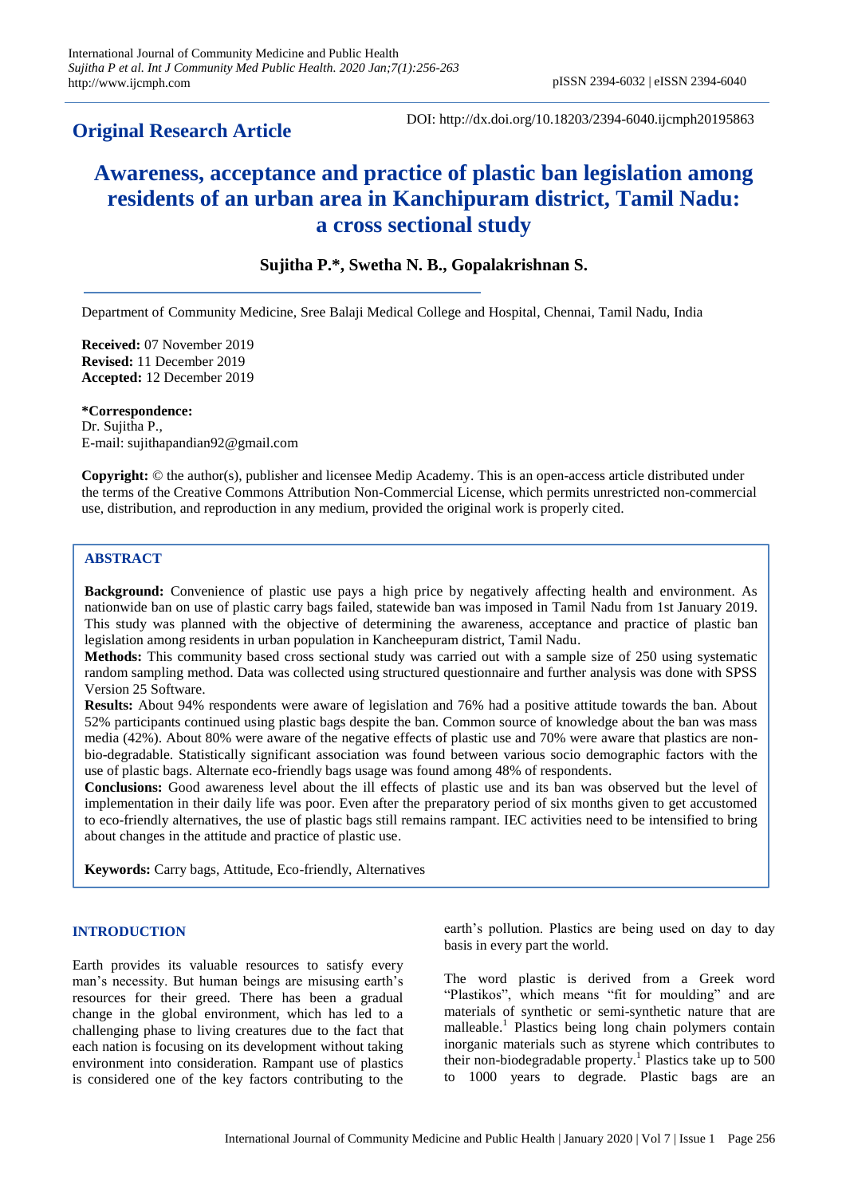## Original Research Article

DOI: http://dx.doi.org/10.18203/2394-6040.ijcmph20195863

# Awareness, acceptance and practice of plastic ban legislation among residents of an urban area in Kanchipuram district, Tamil Nadu: a cross sectional study

**Sujitha P.\*, Swetha N. B., Gopalakrishnan S.**

Department of Community Medicine, Sree Balaji Medical College and Hospital, Chennai, Tamil Nadu, India

**Received:** 07 November 2019
**Revised:** 11 December 2019
**Accepted:** 12 December 2019

**\*Correspondence:**
Dr. Sujitha P.,
E-mail: sujithapandian92@gmail.com

**Copyright:** © the author(s), publisher and licensee Medip Academy. This is an open-access article distributed under the terms of the Creative Commons Attribution Non-Commercial License, which permits unrestricted non-commercial use, distribution, and reproduction in any medium, provided the original work is properly cited.

## ABSTRACT

**Background:** Convenience of plastic use pays a high price by negatively affecting health and environment. As nationwide ban on use of plastic carry bags failed, statewide ban was imposed in Tamil Nadu from 1st January 2019. This study was planned with the objective of determining the awareness, acceptance and practice of plastic ban legislation among residents in urban population in Kancheepuram district, Tamil Nadu.

**Methods:** This community based cross sectional study was carried out with a sample size of 250 using systematic random sampling method. Data was collected using structured questionnaire and further analysis was done with SPSS Version 25 Software.

**Results:** About 94% respondents were aware of legislation and 76% had a positive attitude towards the ban. About 52% participants continued using plastic bags despite the ban. Common source of knowledge about the ban was mass media (42%). About 80% were aware of the negative effects of plastic use and 70% were aware that plastics are non-bio-degradable. Statistically significant association was found between various socio demographic factors with the use of plastic bags. Alternate eco-friendly bags usage was found among 48% of respondents.

**Conclusions:** Good awareness level about the ill effects of plastic use and its ban was observed but the level of implementation in their daily life was poor. Even after the preparatory period of six months given to get accustomed to eco-friendly alternatives, the use of plastic bags still remains rampant. IEC activities need to be intensified to bring about changes in the attitude and practice of plastic use.

**Keywords:** Carry bags, Attitude, Eco-friendly, Alternatives

## INTRODUCTION

Earth provides its valuable resources to satisfy every man's necessity. But human beings are misusing earth's resources for their greed. There has been a gradual change in the global environment, which has led to a challenging phase to living creatures due to the fact that each nation is focusing on its development without taking environment into consideration. Rampant use of plastics is considered one of the key factors contributing to the earth's pollution. Plastics are being used on day to day basis in every part the world.

The word plastic is derived from a Greek word "Plastikos", which means "fit for moulding" and are materials of synthetic or semi-synthetic nature that are malleable.[1] Plastics being long chain polymers contain inorganic materials such as styrene which contributes to their non-biodegradable property.[1] Plastics take up to 500 to 1000 years to degrade. Plastic bags are an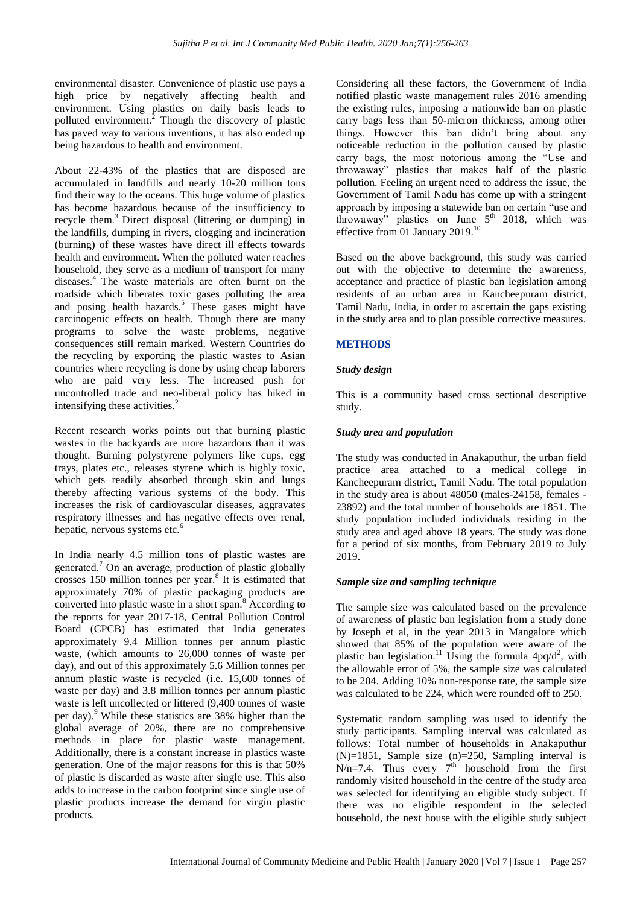environmental disaster. Convenience of plastic use pays a high price by negatively affecting health and environment. Using plastics on daily basis leads to polluted environment.[2] Though the discovery of plastic has paved way to various inventions, it has also ended up being hazardous to health and environment.

About 22-43% of the plastics that are disposed are accumulated in landfills and nearly 10-20 million tons find their way to the oceans. This huge volume of plastics has become hazardous because of the insufficiency to recycle them.[3] Direct disposal (littering or dumping) in the landfills, dumping in rivers, clogging and incineration (burning) of these wastes have direct ill effects towards health and environment. When the polluted water reaches household, they serve as a medium of transport for many diseases.[4] The waste materials are often burnt on the roadside which liberates toxic gases polluting the area and posing health hazards.[5] These gases might have carcinogenic effects on health. Though there are many programs to solve the waste problems, negative consequences still remain marked. Western Countries do the recycling by exporting the plastic wastes to Asian countries where recycling is done by using cheap laborers who are paid very less. The increased push for uncontrolled trade and neo-liberal policy has hiked in intensifying these activities.[2]

Recent research works points out that burning plastic wastes in the backyards are more hazardous than it was thought. Burning polystyrene polymers like cups, egg trays, plates etc., releases styrene which is highly toxic, which gets readily absorbed through skin and lungs thereby affecting various systems of the body. This increases the risk of cardiovascular diseases, aggravates respiratory illnesses and has negative effects over renal, hepatic, nervous systems etc.[6]

In India nearly 4.5 million tons of plastic wastes are generated.[7] On an average, production of plastic globally crosses 150 million tonnes per year.[8] It is estimated that approximately 70% of plastic packaging products are converted into plastic waste in a short span.[8] According to the reports for year 2017-18, Central Pollution Control Board (CPCB) has estimated that India generates approximately 9.4 Million tonnes per annum plastic waste, (which amounts to 26,000 tonnes of waste per day), and out of this approximately 5.6 Million tonnes per annum plastic waste is recycled (i.e. 15,600 tonnes of waste per day) and 3.8 million tonnes per annum plastic waste is left uncollected or littered (9,400 tonnes of waste per day).[9] While these statistics are 38% higher than the global average of 20%, there are no comprehensive methods in place for plastic waste management. Additionally, there is a constant increase in plastics waste generation. One of the major reasons for this is that 50% of plastic is discarded as waste after single use. This also adds to increase in the carbon footprint since single use of plastic products increase the demand for virgin plastic products.

Considering all these factors, the Government of India notified plastic waste management rules 2016 amending the existing rules, imposing a nationwide ban on plastic carry bags less than 50-micron thickness, among other things. However this ban didn't bring about any noticeable reduction in the pollution caused by plastic carry bags, the most notorious among the "Use and throwaway" plastics that makes half of the plastic pollution. Feeling an urgent need to address the issue, the Government of Tamil Nadu has come up with a stringent approach by imposing a statewide ban on certain "use and throwaway" plastics on June 5th 2018, which was effective from 01 January 2019.[10]

Based on the above background, this study was carried out with the objective to determine the awareness, acceptance and practice of plastic ban legislation among residents of an urban area in Kancheepuram district, Tamil Nadu, India, in order to ascertain the gaps existing in the study area and to plan possible corrective measures.

## METHODS

### *Study design*

This is a community based cross sectional descriptive study.

### *Study area and population*

The study was conducted in Anakaputhur, the urban field practice area attached to a medical college in Kancheepuram district, Tamil Nadu. The total population in the study area is about 48050 (males-24158, females - 23892) and the total number of households are 1851. The study population included individuals residing in the study area and aged above 18 years. The study was done for a period of six months, from February 2019 to July 2019.

### *Sample size and sampling technique*

The sample size was calculated based on the prevalence of awareness of plastic ban legislation from a study done by Joseph et al, in the year 2013 in Mangalore which showed that 85% of the population were aware of the plastic ban legislation.[11] Using the formula $4pq/d^2$, with the allowable error of 5%, the sample size was calculated to be 204. Adding 10% non-response rate, the sample size was calculated to be 224, which were rounded off to 250.

Systematic random sampling was used to identify the study participants. Sampling interval was calculated as follows: Total number of households in Anakaputhur (N)=1851, Sample size (n)=250, Sampling interval is N/n=7.4. Thus every 7th household from the first randomly visited household in the centre of the study area was selected for identifying an eligible study subject. If there was no eligible respondent in the selected household, the next house with the eligible study subject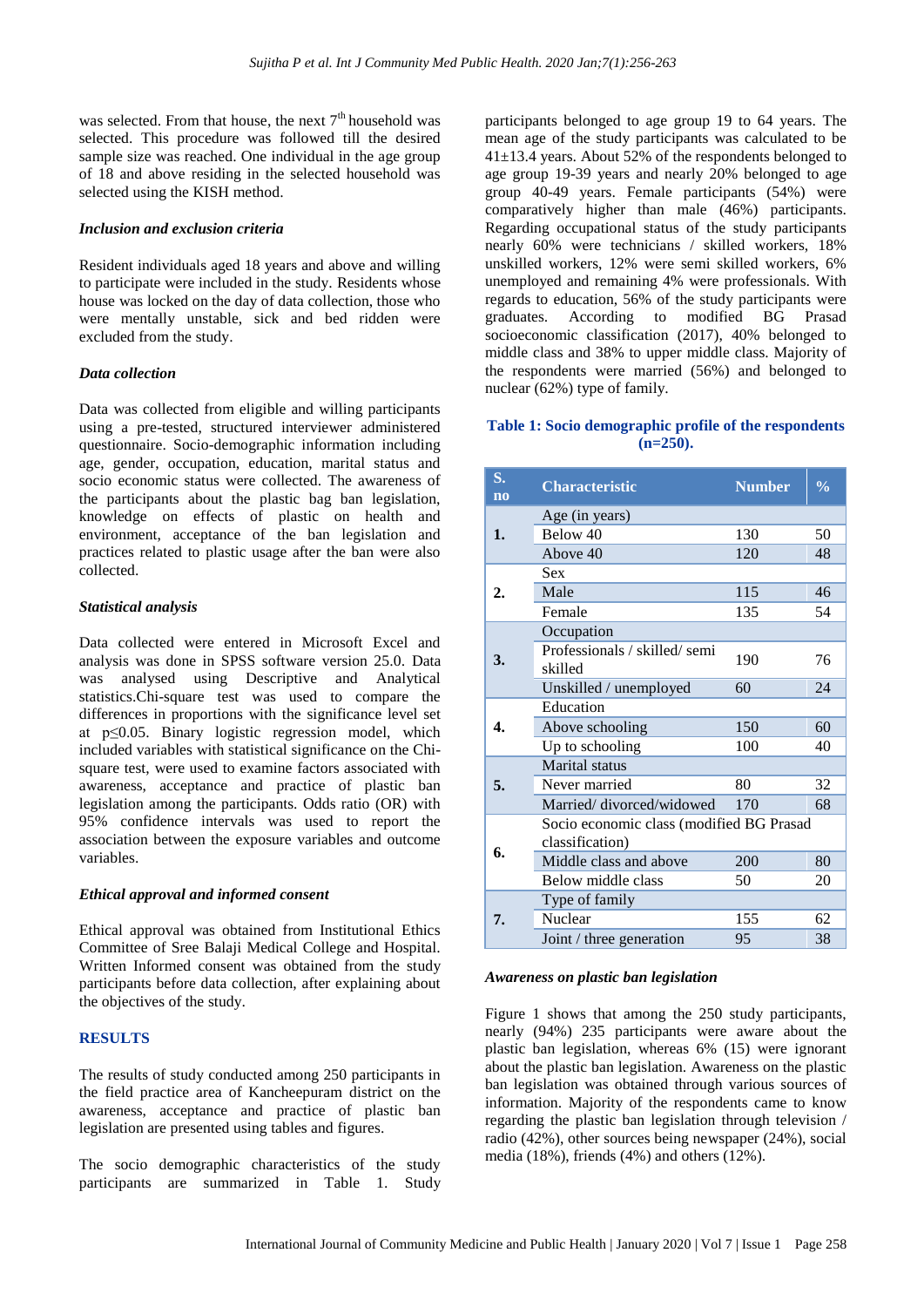was selected. From that house, the next 7th household was selected. This procedure was followed till the desired sample size was reached. One individual in the age group of 18 and above residing in the selected household was selected using the KISH method.

### *Inclusion and exclusion criteria*

Resident individuals aged 18 years and above and willing to participate were included in the study. Residents whose house was locked on the day of data collection, those who were mentally unstable, sick and bed ridden were excluded from the study.

### *Data collection*

Data was collected from eligible and willing participants using a pre-tested, structured interviewer administered questionnaire. Socio-demographic information including age, gender, occupation, education, marital status and socio economic status were collected. The awareness of the participants about the plastic bag ban legislation, knowledge on effects of plastic on health and environment, acceptance of the ban legislation and practices related to plastic usage after the ban were also collected.

### *Statistical analysis*

Data collected were entered in Microsoft Excel and analysis was done in SPSS software version 25.0. Data was analysed using Descriptive and Analytical statistics.Chi-square test was used to compare the differences in proportions with the significance level set at $p \leq 0.05$. Binary logistic regression model, which included variables with statistical significance on the Chi-square test, were used to examine factors associated with awareness, acceptance and practice of plastic ban legislation among the participants. Odds ratio (OR) with 95% confidence intervals was used to report the association between the exposure variables and outcome variables.

### *Ethical approval and informed consent*

Ethical approval was obtained from Institutional Ethics Committee of Sree Balaji Medical College and Hospital. Written Informed consent was obtained from the study participants before data collection, after explaining about the objectives of the study.

## RESULTS

The results of study conducted among 250 participants in the field practice area of Kancheepuram district on the awareness, acceptance and practice of plastic ban legislation are presented using tables and figures.

The socio demographic characteristics of the study participants are summarized in Table 1. Study participants belonged to age group 19 to 64 years. The mean age of the study participants was calculated to be 41±13.4 years. About 52% of the respondents belonged to age group 19-39 years and nearly 20% belonged to age group 40-49 years. Female participants (54%) were comparatively higher than male (46%) participants. Regarding occupational status of the study participants nearly 60% were technicians / skilled workers, 18% unskilled workers, 12% were semi skilled workers, 6% unemployed and remaining 4% were professionals. With regards to education, 56% of the study participants were graduates. According to modified BG Prasad socioeconomic classification (2017), 40% belonged to middle class and 38% to upper middle class. Majority of the respondents were married (56%) and belonged to nuclear (62%) type of family.

**Table 1: Socio demographic profile of the respondents (n=250).**

| S. no | Characteristic | Number | % |
|---|---|---|---|
| 1. | Age (in years) | | |
| | Below 40 | 130 | 50 |
| | Above 40 | 120 | 48 |
| 2. | Sex | | |
| | Male | 115 | 46 |
| | Female | 135 | 54 |
| 3. | Occupation | | |
| | Professionals / skilled/ semi skilled | 190 | 76 |
| | Unskilled / unemployed | 60 | 24 |
| 4. | Education | | |
| | Above schooling | 150 | 60 |
| | Up to schooling | 100 | 40 |
| 5. | Marital status | | |
| | Never married | 80 | 32 |
| | Married/ divorced/widowed | 170 | 68 |
| 6. | Socio economic class (modified BG Prasad classification) | | |
| | Middle class and above | 200 | 80 |
| | Below middle class | 50 | 20 |
| 7. | Type of family | | |
| | Nuclear | 155 | 62 |
| | Joint / three generation | 95 | 38 |

### *Awareness on plastic ban legislation*

Figure 1 shows that among the 250 study participants, nearly (94%) 235 participants were aware about the plastic ban legislation, whereas 6% (15) were ignorant about the plastic ban legislation. Awareness on the plastic ban legislation was obtained through various sources of information. Majority of the respondents came to know regarding the plastic ban legislation through television / radio (42%), other sources being newspaper (24%), social media (18%), friends (4%) and others (12%).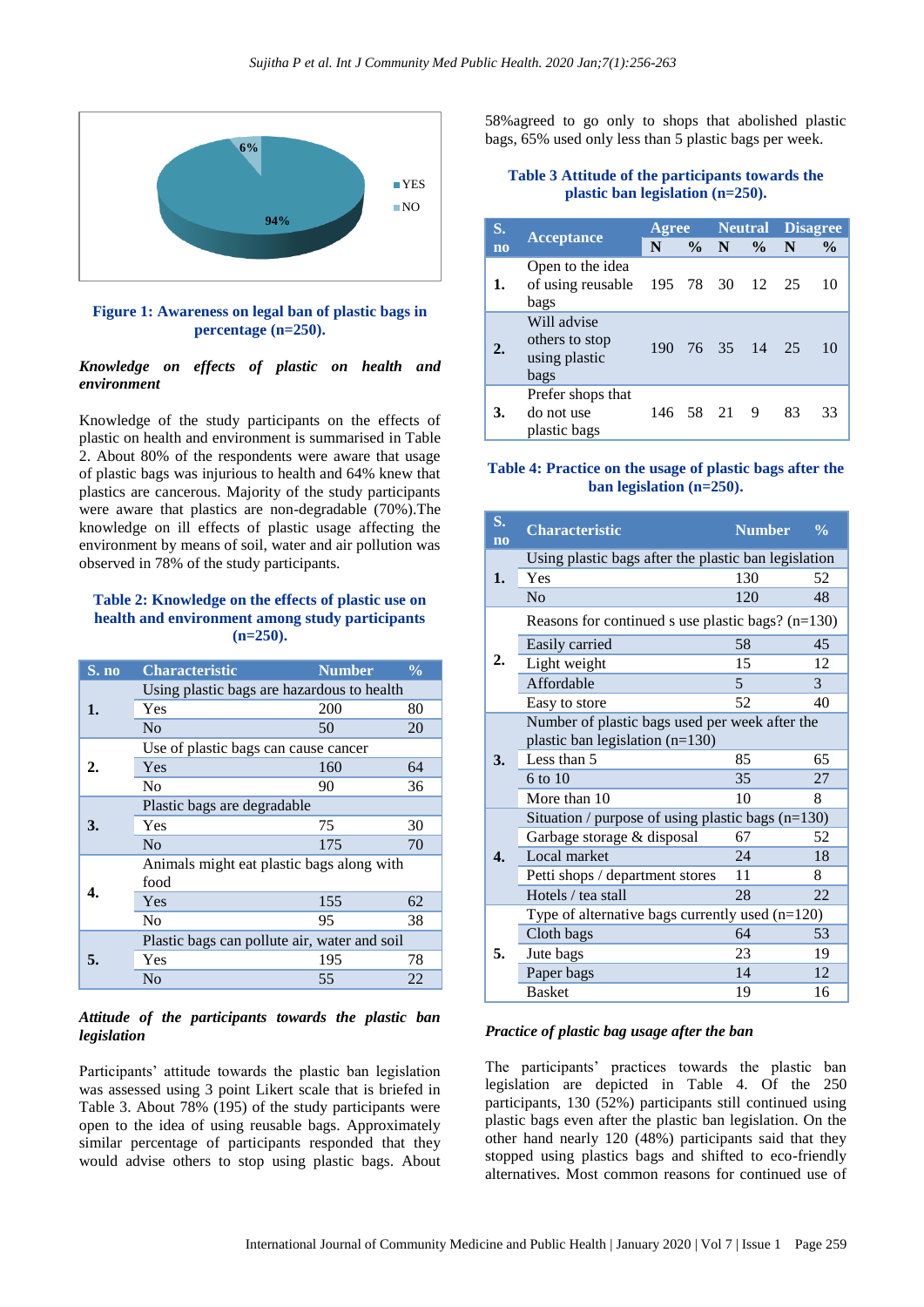Figure 1: Awareness on legal ban of plastic bags in percentage (n=250).

### Knowledge on effects of plastic on health and environment

Knowledge of the study participants on the effects of plastic on health and environment is summarised in Table 2. About 80% of the respondents were aware that usage of plastic bags was injurious to health and 64% knew that plastics are cancerous. Majority of the study participants were aware that plastics are non-degradable (70%).The knowledge on ill effects of plastic usage affecting the environment by means of soil, water and air pollution was observed in 78% of the study participants.

**Table 2: Knowledge on the effects of plastic use on health and environment among study participants (n=250).**

| S. no | Characteristic | Number | % |
|---|---|---|---|
| 1. | Using plastic bags are hazardous to health | | |
| | Yes | 200 | 80 |
| | No | 50 | 20 |
| 2. | Use of plastic bags can cause cancer | | |
| | Yes | 160 | 64 |
| | No | 90 | 36 |
| 3. | Plastic bags are degradable | | |
| | Yes | 75 | 30 |
| | No | 175 | 70 |
| 4. | Animals might eat plastic bags along with food | | |
| | Yes | 155 | 62 |
| | No | 95 | 38 |
| 5. | Plastic bags can pollute air, water and soil | | |
| | Yes | 195 | 78 |
| | No | 55 | 22 |

### Attitude of the participants towards the plastic ban legislation

Participants' attitude towards the plastic ban legislation was assessed using 3 point Likert scale that is briefed in Table 3. About 78% (195) of the study participants were open to the idea of using reusable bags. Approximately similar percentage of participants responded that they would advise others to stop using plastic bags. About 58%agreed to go only to shops that abolished plastic bags, 65% used only less than 5 plastic bags per week.

**Table 3 Attitude of the participants towards the plastic ban legislation (n=250).**

| S. no | Acceptance | Agree | | Neutral | | Disagree | |
|---|---|---|---|---|---|---|---|
| | | N | % | N | % | N | % |
| 1. | Open to the idea of using reusable bags | 195 | 78 | 30 | 12 | 25 | 10 |
| 2. | Will advise others to stop using plastic bags | 190 | 76 | 35 | 14 | 25 | 10 |
| 3. | Prefer shops that do not use plastic bags | 146 | 58 | 21 | 9 | 83 | 33 |

**Table 4: Practice on the usage of plastic bags after the ban legislation (n=250).**

| S. no | Characteristic | Number | % |
|---|---|---|---|
| 1. | Using plastic bags after the plastic ban legislation | | |
| | Yes | 130 | 52 |
| | No | 120 | 48 |
| 2. | Reasons for continued s use plastic bags? (n=130) | | |
| | Easily carried | 58 | 45 |
| | Light weight | 15 | 12 |
| | Affordable | 5 | 3 |
| | Easy to store | 52 | 40 |
| 3. | Number of plastic bags used per week after the plastic ban legislation (n=130) | | |
| | Less than 5 | 85 | 65 |
| | 6 to 10 | 35 | 27 |
| | More than 10 | 10 | 8 |
| 4. | Situation / purpose of using plastic bags (n=130) | | |
| | Garbage storage & disposal | 67 | 52 |
| | Local market | 24 | 18 |
| | Petti shops / department stores | 11 | 8 |
| | Hotels / tea stall | 28 | 22 |
| 5. | Type of alternative bags currently used (n=120) | | |
| | Cloth bags | 64 | 53 |
| | Jute bags | 23 | 19 |
| | Paper bags | 14 | 12 |
| | Basket | 19 | 16 |

### Practice of plastic bag usage after the ban

The participants' practices towards the plastic ban legislation are depicted in Table 4. Of the 250 participants, 130 (52%) participants still continued using plastic bags even after the plastic ban legislation. On the other hand nearly 120 (48%) participants said that they stopped using plastics bags and shifted to eco-friendly alternatives. Most common reasons for continued use of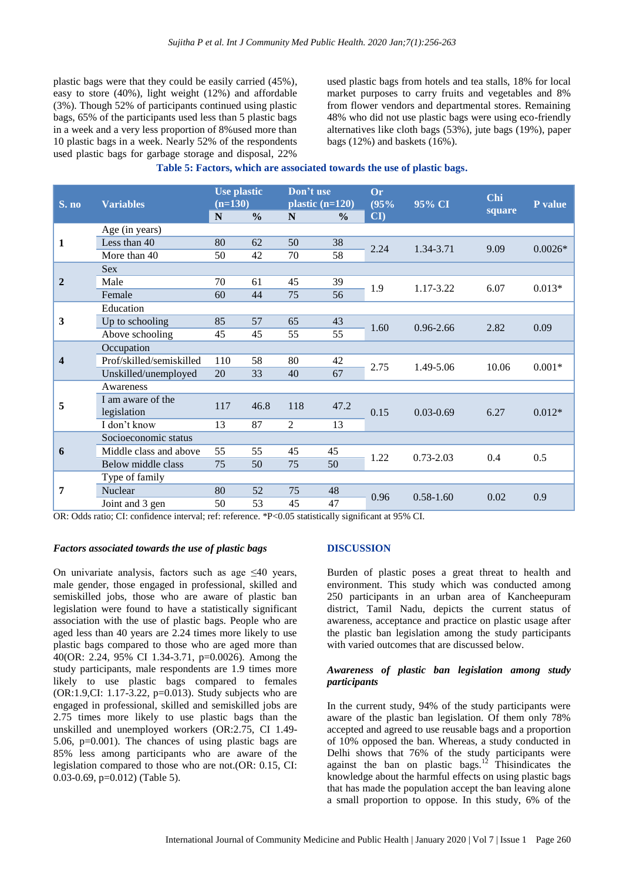plastic bags were that they could be easily carried (45%), easy to store (40%), light weight (12%) and affordable (3%). Though 52% of participants continued using plastic bags, 65% of the participants used less than 5 plastic bags in a week and a very less proportion of 8%used more than 10 plastic bags in a week. Nearly 52% of the respondents used plastic bags for garbage storage and disposal, 22% used plastic bags from hotels and tea stalls, 18% for local market purposes to carry fruits and vegetables and 8% from flower vendors and departmental stores. Remaining 48% who did not use plastic bags were using eco-friendly alternatives like cloth bags (53%), jute bags (19%), paper bags (12%) and baskets (16%).

**Table 5: Factors, which are associated towards the use of plastic bags.**

| S. no | Variables | Use plastic (n=130) | | Don't use plastic (n=120) | | Or (95% CI) | 95% CI | Chi square | P value |
|---|---|---|---|---|---|---|---|---|---|
| | | N | % | N | % | | | | |
| 1 | Age (in years) | | | | | | | | |
| | Less than 40 | 80 | 62 | 50 | 38 | 2.24 | 1.34-3.71 | 9.09 | 0.0026* |
| | More than 40 | 50 | 42 | 70 | 58 | | | | |
| 2 | Sex | | | | | | | | |
| | Male | 70 | 61 | 45 | 39 | 1.9 | 1.17-3.22 | 6.07 | 0.013* |
| | Female | 60 | 44 | 75 | 56 | | | | |
| 3 | Education | | | | | | | | |
| | Up to schooling | 85 | 57 | 65 | 43 | 1.60 | 0.96-2.66 | 2.82 | 0.09 |
| | Above schooling | 45 | 45 | 55 | 55 | | | | |
| 4 | Occupation | | | | | | | | |
| | Prof/skilled/semiskilled | 110 | 58 | 80 | 42 | 2.75 | 1.49-5.06 | 10.06 | 0.001* |
| | Unskilled/unemployed | 20 | 33 | 40 | 67 | | | | |
| 5 | Awareness | | | | | | | | |
| | I am aware of the legislation | 117 | 46.8 | 118 | 47.2 | 0.15 | 0.03-0.69 | 6.27 | 0.012* |
| | I don't know | 13 | 87 | 2 | 13 | | | | |
| 6 | Socioeconomic status | | | | | | | | |
| | Middle class and above | 55 | 55 | 45 | 45 | 1.22 | 0.73-2.03 | 0.4 | 0.5 |
| | Below middle class | 75 | 50 | 75 | 50 | | | | |
| 7 | Type of family | | | | | | | | |
| | Nuclear | 80 | 52 | 75 | 48 | 0.96 | 0.58-1.60 | 0.02 | 0.9 |
| | Joint and 3 gen | 50 | 53 | 45 | 47 | | | | |

OR: Odds ratio; CI: confidence interval; ref: reference. *P<0.05 statistically significant at 95% CI.

### *Factors associated towards the use of plastic bags*

On univariate analysis, factors such as age ≤40 years, male gender, those engaged in professional, skilled and semiskilled jobs, those who are aware of plastic ban legislation were found to have a statistically significant association with the use of plastic bags. People who are aged less than 40 years are 2.24 times more likely to use plastic bags compared to those who are aged more than 40(OR: 2.24, 95% CI 1.34-3.71, p=0.0026). Among the study participants, male respondents are 1.9 times more likely to use plastic bags compared to females (OR:1.9,CI: 1.17-3.22, p=0.013). Study subjects who are engaged in professional, skilled and semiskilled jobs are 2.75 times more likely to use plastic bags than the unskilled and unemployed workers (OR:2.75, CI 1.49-5.06, p=0.001). The chances of using plastic bags are 85% less among participants who are aware of the legislation compared to those who are not.(OR: 0.15, CI: 0.03-0.69, p=0.012) (Table 5).

## DISCUSSION

Burden of plastic poses a great threat to health and environment. This study which was conducted among 250 participants in an urban area of Kancheepuram district, Tamil Nadu, depicts the current status of awareness, acceptance and practice on plastic usage after the plastic ban legislation among the study participants with varied outcomes that are discussed below.

### *Awareness of plastic ban legislation among study participants*

In the current study, 94% of the study participants were aware of the plastic ban legislation. Of them only 78% accepted and agreed to use reusable bags and a proportion of 10% opposed the ban. Whereas, a study conducted in Delhi shows that 76% of the study participants were against the ban on plastic bags.[12] Thisindicates the knowledge about the harmful effects on using plastic bags that has made the population accept the ban leaving alone a small proportion to oppose. In this study, 6% of the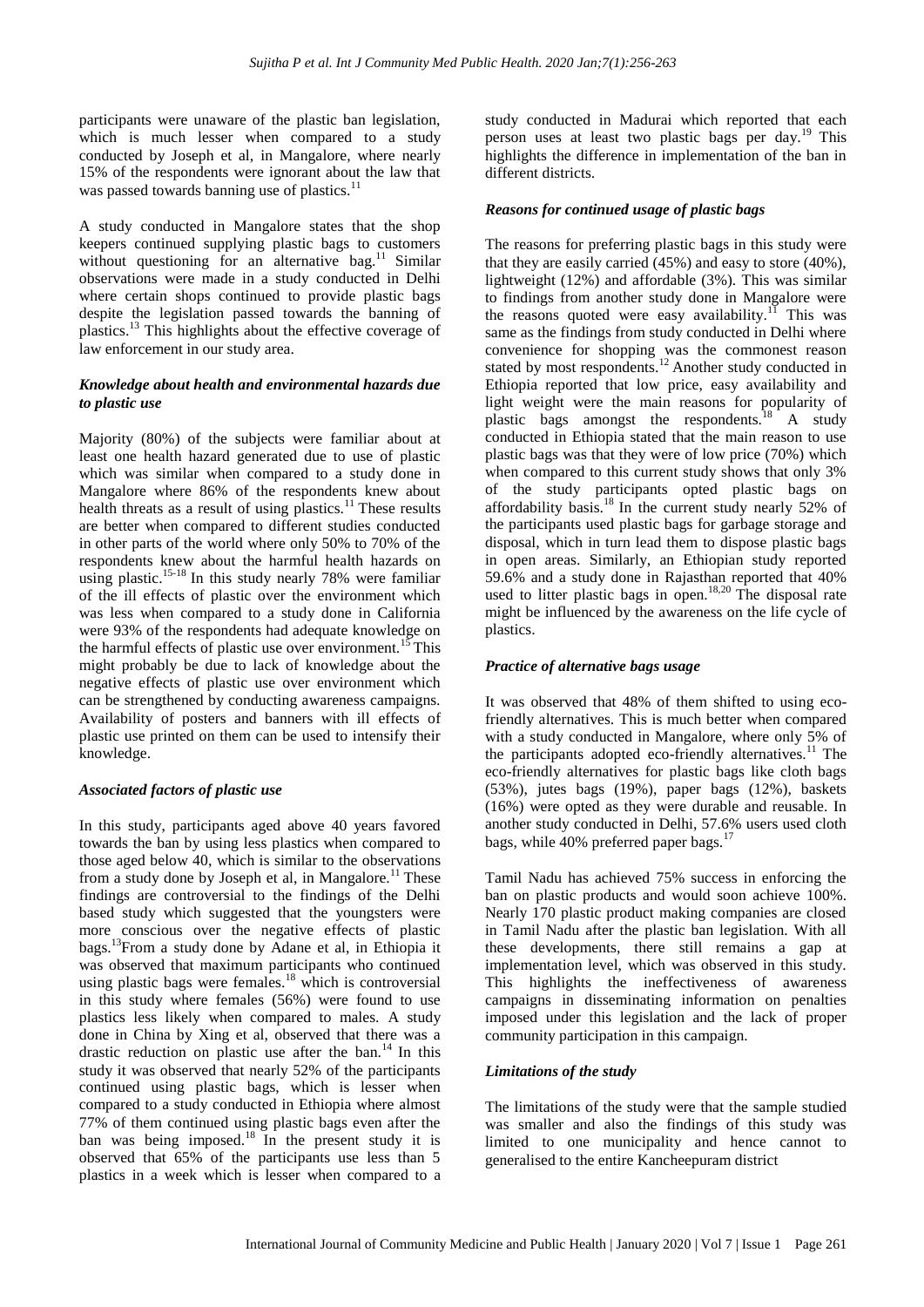participants were unaware of the plastic ban legislation, which is much lesser when compared to a study conducted by Joseph et al, in Mangalore, where nearly 15% of the respondents were ignorant about the law that was passed towards banning use of plastics.[11]

A study conducted in Mangalore states that the shop keepers continued supplying plastic bags to customers without questioning for an alternative bag.[11] Similar observations were made in a study conducted in Delhi where certain shops continued to provide plastic bags despite the legislation passed towards the banning of plastics.[13] This highlights about the effective coverage of law enforcement in our study area.

### *Knowledge about health and environmental hazards due to plastic use*

Majority (80%) of the subjects were familiar about at least one health hazard generated due to use of plastic which was similar when compared to a study done in Mangalore where 86% of the respondents knew about health threats as a result of using plastics.[11] These results are better when compared to different studies conducted in other parts of the world where only 50% to 70% of the respondents knew about the harmful health hazards on using plastic.[15-18] In this study nearly 78% were familiar of the ill effects of plastic over the environment which was less when compared to a study done in California were 93% of the respondents had adequate knowledge on the harmful effects of plastic use over environment.[15] This might probably be due to lack of knowledge about the negative effects of plastic use over environment which can be strengthened by conducting awareness campaigns. Availability of posters and banners with ill effects of plastic use printed on them can be used to intensify their knowledge.

### *Associated factors of plastic use*

In this study, participants aged above 40 years favored towards the ban by using less plastics when compared to those aged below 40, which is similar to the observations from a study done by Joseph et al, in Mangalore.[11] These findings are controversial to the findings of the Delhi based study which suggested that the youngsters were more conscious over the negative effects of plastic bags.[13] From a study done by Adane et al, in Ethiopia it was observed that maximum participants who continued using plastic bags were females.[18] which is controversial in this study where females (56%) were found to use plastics less likely when compared to males. A study done in China by Xing et al, observed that there was a drastic reduction on plastic use after the ban.[14] In this study it was observed that nearly 52% of the participants continued using plastic bags, which is lesser when compared to a study conducted in Ethiopia where almost 77% of them continued using plastic bags even after the ban was being imposed.[18] In the present study it is observed that 65% of the participants use less than 5 plastics in a week which is lesser when compared to a study conducted in Madurai which reported that each person uses at least two plastic bags per day.[19] This highlights the difference in implementation of the ban in different districts.

### *Reasons for continued usage of plastic bags*

The reasons for preferring plastic bags in this study were that they are easily carried (45%) and easy to store (40%), lightweight (12%) and affordable (3%). This was similar to findings from another study done in Mangalore were the reasons quoted were easy availability.[11] This was same as the findings from study conducted in Delhi where convenience for shopping was the commonest reason stated by most respondents.[12] Another study conducted in Ethiopia reported that low price, easy availability and light weight were the main reasons for popularity of plastic bags amongst the respondents.[18] A study conducted in Ethiopia stated that the main reason to use plastic bags was that they were of low price (70%) which when compared to this current study shows that only 3% of the study participants opted plastic bags on affordability basis.[18] In the current study nearly 52% of the participants used plastic bags for garbage storage and disposal, which in turn lead them to dispose plastic bags in open areas. Similarly, an Ethiopian study reported 59.6% and a study done in Rajasthan reported that 40% used to litter plastic bags in open.[18,20] The disposal rate might be influenced by the awareness on the life cycle of plastics.

### *Practice of alternative bags usage*

It was observed that 48% of them shifted to using eco-friendly alternatives. This is much better when compared with a study conducted in Mangalore, where only 5% of the participants adopted eco-friendly alternatives.[11] The eco-friendly alternatives for plastic bags like cloth bags (53%), jutes bags (19%), paper bags (12%), baskets (16%) were opted as they were durable and reusable. In another study conducted in Delhi, 57.6% users used cloth bags, while 40% preferred paper bags.[17]

Tamil Nadu has achieved 75% success in enforcing the ban on plastic products and would soon achieve 100%. Nearly 170 plastic product making companies are closed in Tamil Nadu after the plastic ban legislation. With all these developments, there still remains a gap at implementation level, which was observed in this study. This highlights the ineffectiveness of awareness campaigns in disseminating information on penalties imposed under this legislation and the lack of proper community participation in this campaign.

### *Limitations of the study*

The limitations of the study were that the sample studied was smaller and also the findings of this study was limited to one municipality and hence cannot to generalised to the entire Kancheepuram district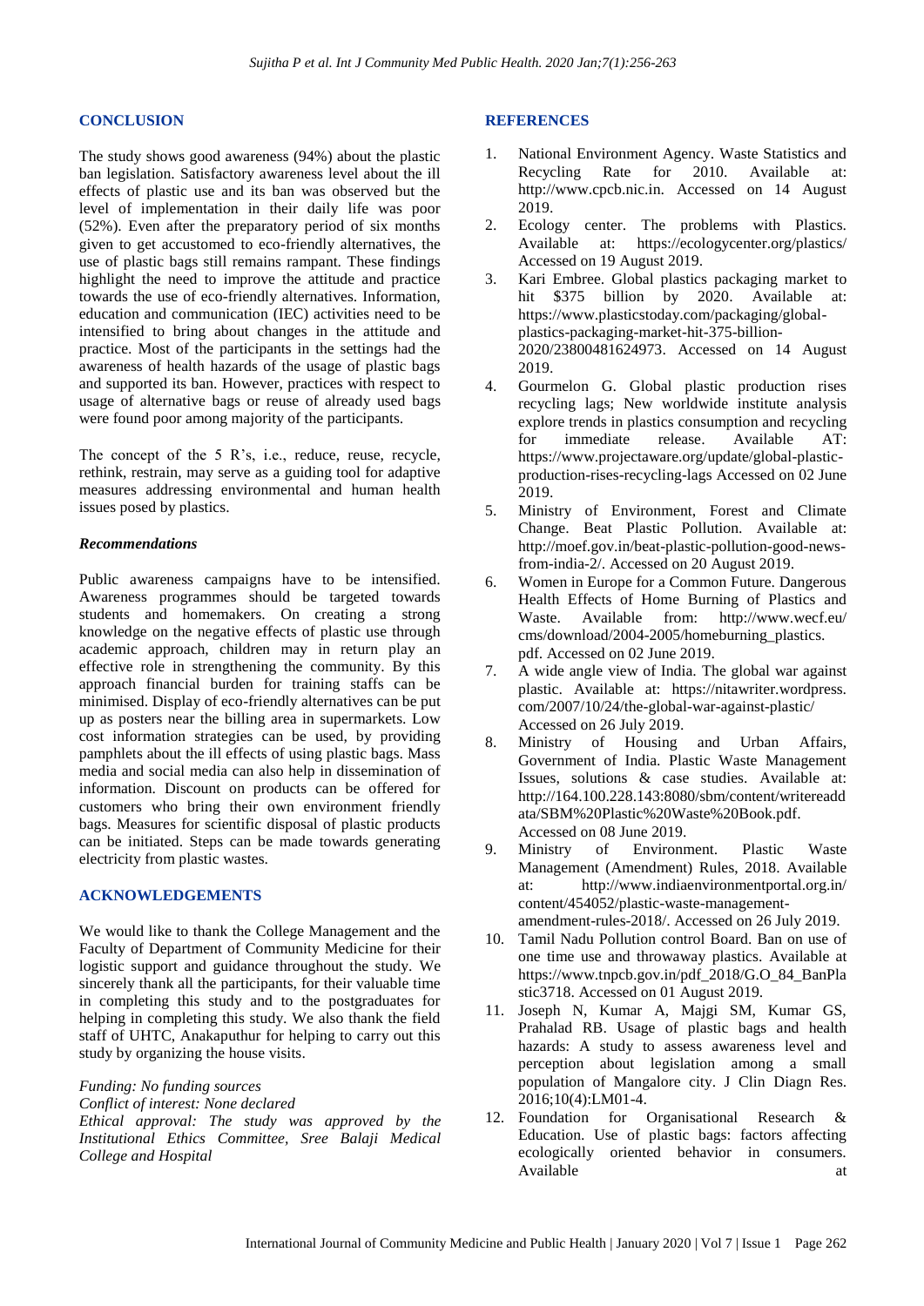## CONCLUSION

The study shows good awareness (94%) about the plastic ban legislation. Satisfactory awareness level about the ill effects of plastic use and its ban was observed but the level of implementation in their daily life was poor (52%). Even after the preparatory period of six months given to get accustomed to eco-friendly alternatives, the use of plastic bags still remains rampant. These findings highlight the need to improve the attitude and practice towards the use of eco-friendly alternatives. Information, education and communication (IEC) activities need to be intensified to bring about changes in the attitude and practice. Most of the participants in the settings had the awareness of health hazards of the usage of plastic bags and supported its ban. However, practices with respect to usage of alternative bags or reuse of already used bags were found poor among majority of the participants.

The concept of the 5 R's, i.e., reduce, reuse, recycle, rethink, restrain, may serve as a guiding tool for adaptive measures addressing environmental and human health issues posed by plastics.

### *Recommendations*

Public awareness campaigns have to be intensified. Awareness programmes should be targeted towards students and homemakers. On creating a strong knowledge on the negative effects of plastic use through academic approach, children may in return play an effective role in strengthening the community. By this approach financial burden for training staffs can be minimised. Display of eco-friendly alternatives can be put up as posters near the billing area in supermarkets. Low cost information strategies can be used, by providing pamphlets about the ill effects of using plastic bags. Mass media and social media can also help in dissemination of information. Discount on products can be offered for customers who bring their own environment friendly bags. Measures for scientific disposal of plastic products can be initiated. Steps can be made towards generating electricity from plastic wastes.

## ACKNOWLEDGEMENTS

We would like to thank the College Management and the Faculty of Department of Community Medicine for their logistic support and guidance throughout the study. We sincerely thank all the participants, for their valuable time in completing this study and to the postgraduates for helping in completing this study. We also thank the field staff of UHTC, Anakaputhur for helping to carry out this study by organizing the house visits.

*Funding: No funding sources*
*Conflict of interest: None declared*
*Ethical approval: The study was approved by the Institutional Ethics Committee, Sree Balaji Medical College and Hospital*

## REFERENCES

1. National Environment Agency. Waste Statistics and Recycling Rate for 2010. Available at: http://www.cpcb.nic.in. Accessed on 14 August 2019.
2. Ecology center. The problems with Plastics. Available at: https://ecologycenter.org/plastics/ Accessed on 19 August 2019.
3. Kari Embree. Global plastics packaging market to hit $375 billion by 2020. Available at: https://www.plasticstoday.com/packaging/global-plastics-packaging-market-hit-375-billion-2020/23800481624973. Accessed on 14 August 2019.
4. Gourmelon G. Global plastic production rises recycling lags; New worldwide institute analysis explore trends in plastics consumption and recycling for immediate release. Available AT: https://www.projectaware.org/update/global-plastic-production-rises-recycling-lags Accessed on 02 June 2019.
5. Ministry of Environment, Forest and Climate Change. Beat Plastic Pollution. Available at: http://moef.gov.in/beat-plastic-pollution-good-news-from-india-2/. Accessed on 20 August 2019.
6. Women in Europe for a Common Future. Dangerous Health Effects of Home Burning of Plastics and Waste. Available from: http://www.wecf.eu/cms/download/2004-2005/homeburning_plastics.pdf. Accessed on 02 June 2019.
7. A wide angle view of India. The global war against plastic. Available at: https://nitawriter.wordpress.com/2007/10/24/the-global-war-against-plastic/ Accessed on 26 July 2019.
8. Ministry of Housing and Urban Affairs, Government of India. Plastic Waste Management Issues, solutions & case studies. Available at: http://164.100.228.143:8080/sbm/content/writereaddata/SBM%20Plastic%20Waste%20Book.pdf. Accessed on 08 June 2019.
9. Ministry of Environment. Plastic Waste Management (Amendment) Rules, 2018. Available at: http://www.indiaenvironmentportal.org.in/content/454052/plastic-waste-management-amendment-rules-2018/. Accessed on 26 July 2019.
10. Tamil Nadu Pollution control Board. Ban on use of one time use and throwaway plastics. Available at https://www.tnpcb.gov.in/pdf_2018/G.O_84_BanPlastic3718. Accessed on 01 August 2019.
11. Joseph N, Kumar A, Majgi SM, Kumar GS, Prahalad RB. Usage of plastic bags and health hazards: A study to assess awareness level and perception about legislation among a small population of Mangalore city. J Clin Diagn Res. 2016;10(4):LM01-4.
12. Foundation for Organisational Research & Education. Use of plastic bags: factors affecting ecologically oriented behavior in consumers. Available at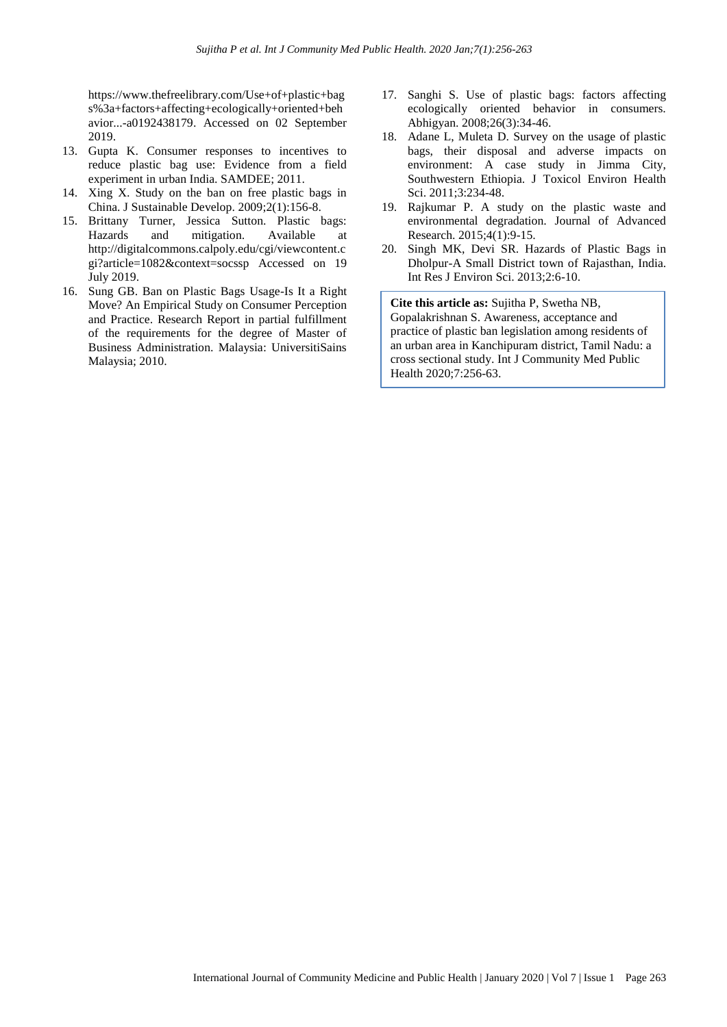https://www.thefreelibrary.com/Use+of+plastic+bags%3a+factors+affecting+ecologically+oriented+behavior...-a0192438179. Accessed on 02 September 2019.

13. Gupta K. Consumer responses to incentives to reduce plastic bag use: Evidence from a field experiment in urban India. SAMDEE; 2011.
14. Xing X. Study on the ban on free plastic bags in China. J Sustainable Develop. 2009;2(1):156-8.
15. Brittany Turner, Jessica Sutton. Plastic bags: Hazards and mitigation. Available at http://digitalcommons.calpoly.edu/cgi/viewcontent.cgi?article=1082&context=socssp Accessed on 19 July 2019.
16. Sung GB. Ban on Plastic Bags Usage-Is It a Right Move? An Empirical Study on Consumer Perception and Practice. Research Report in partial fulfillment of the requirements for the degree of Master of Business Administration. Malaysia: UniversitiSains Malaysia; 2010.
17. Sanghi S. Use of plastic bags: factors affecting ecologically oriented behavior in consumers. Abhigyan. 2008;26(3):34-46.
18. Adane L, Muleta D. Survey on the usage of plastic bags, their disposal and adverse impacts on environment: A case study in Jimma City, Southwestern Ethiopia. J Toxicol Environ Health Sci. 2011;3:234-48.
19. Rajkumar P. A study on the plastic waste and environmental degradation. Journal of Advanced Research. 2015;4(1):9-15.
20. Singh MK, Devi SR. Hazards of Plastic Bags in Dholpur-A Small District town of Rajasthan, India. Int Res J Environ Sci. 2013;2:6-10.

**Cite this article as:** Sujitha P, Swetha NB, Gopalakrishnan S. Awareness, acceptance and practice of plastic ban legislation among residents of an urban area in Kanchipuram district, Tamil Nadu: a cross sectional study. Int J Community Med Public Health 2020;7:256-63.